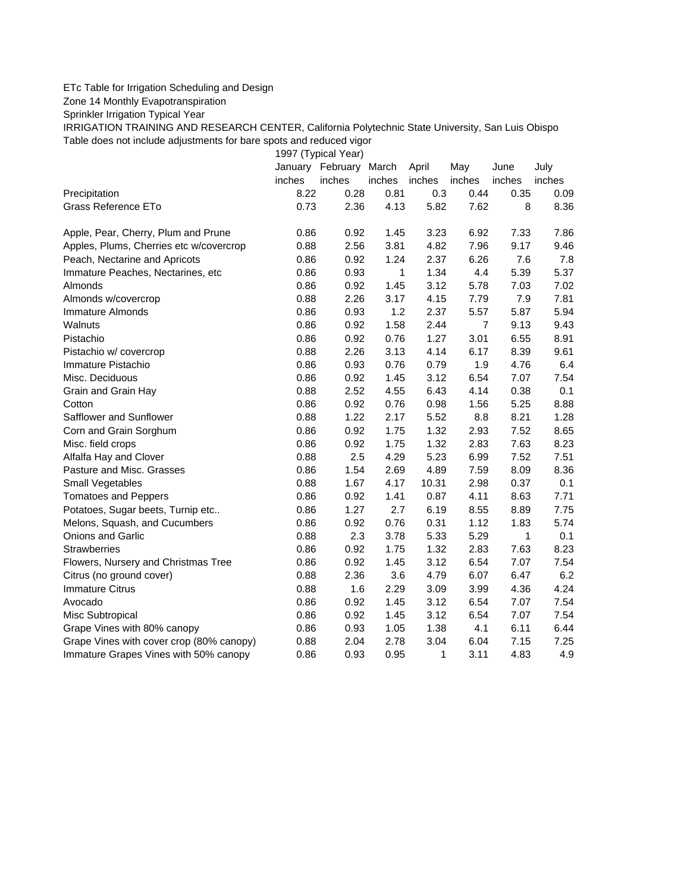ETc Table for Irrigation Scheduling and Design

Zone 14 Monthly Evapotranspiration

Sprinkler Irrigation Typical Year

IRRIGATION TRAINING AND RESEARCH CENTER, California Polytechnic State University, San Luis Obispo

Table does not include adjustments for bare spots and reduced vigor

| | 1997 (Typical Year) | | | | | | |
|---|---|---|---|---|---|---|---|
| | January | February | March | April | May | June | July |
| | inches | inches | inches | inches | inches | inches | inches |
| Precipitation | 8.22 | 0.28 | 0.81 | 0.3 | 0.44 | 0.35 | 0.09 |
| Grass Reference ETo | 0.73 | 2.36 | 4.13 | 5.82 | 7.62 | 8 | 8.36 |
| | | | | | | | |
| Apple, Pear, Cherry, Plum and Prune | 0.86 | 0.92 | 1.45 | 3.23 | 6.92 | 7.33 | 7.86 |
| Apples, Plums, Cherries etc w/covercrop | 0.88 | 2.56 | 3.81 | 4.82 | 7.96 | 9.17 | 9.46 |
| Peach, Nectarine and Apricots | 0.86 | 0.92 | 1.24 | 2.37 | 6.26 | 7.6 | 7.8 |
| Immature Peaches, Nectarines, etc | 0.86 | 0.93 | 1 | 1.34 | 4.4 | 5.39 | 5.37 |
| Almonds | 0.86 | 0.92 | 1.45 | 3.12 | 5.78 | 7.03 | 7.02 |
| Almonds w/covercrop | 0.88 | 2.26 | 3.17 | 4.15 | 7.79 | 7.9 | 7.81 |
| Immature Almonds | 0.86 | 0.93 | 1.2 | 2.37 | 5.57 | 5.87 | 5.94 |
| Walnuts | 0.86 | 0.92 | 1.58 | 2.44 | 7 | 9.13 | 9.43 |
| Pistachio | 0.86 | 0.92 | 0.76 | 1.27 | 3.01 | 6.55 | 8.91 |
| Pistachio w/ covercrop | 0.88 | 2.26 | 3.13 | 4.14 | 6.17 | 8.39 | 9.61 |
| Immature Pistachio | 0.86 | 0.93 | 0.76 | 0.79 | 1.9 | 4.76 | 6.4 |
| Misc. Deciduous | 0.86 | 0.92 | 1.45 | 3.12 | 6.54 | 7.07 | 7.54 |
| Grain and Grain Hay | 0.88 | 2.52 | 4.55 | 6.43 | 4.14 | 0.38 | 0.1 |
| Cotton | 0.86 | 0.92 | 0.76 | 0.98 | 1.56 | 5.25 | 8.88 |
| Safflower and Sunflower | 0.88 | 1.22 | 2.17 | 5.52 | 8.8 | 8.21 | 1.28 |
| Corn and Grain Sorghum | 0.86 | 0.92 | 1.75 | 1.32 | 2.93 | 7.52 | 8.65 |
| Misc. field crops | 0.86 | 0.92 | 1.75 | 1.32 | 2.83 | 7.63 | 8.23 |
| Alfalfa Hay and Clover | 0.88 | 2.5 | 4.29 | 5.23 | 6.99 | 7.52 | 7.51 |
| Pasture and Misc. Grasses | 0.86 | 1.54 | 2.69 | 4.89 | 7.59 | 8.09 | 8.36 |
| Small Vegetables | 0.88 | 1.67 | 4.17 | 10.31 | 2.98 | 0.37 | 0.1 |
| Tomatoes and Peppers | 0.86 | 0.92 | 1.41 | 0.87 | 4.11 | 8.63 | 7.71 |
| Potatoes, Sugar beets, Turnip etc.. | 0.86 | 1.27 | 2.7 | 6.19 | 8.55 | 8.89 | 7.75 |
| Melons, Squash, and Cucumbers | 0.86 | 0.92 | 0.76 | 0.31 | 1.12 | 1.83 | 5.74 |
| Onions and Garlic | 0.88 | 2.3 | 3.78 | 5.33 | 5.29 | 1 | 0.1 |
| Strawberries | 0.86 | 0.92 | 1.75 | 1.32 | 2.83 | 7.63 | 8.23 |
| Flowers, Nursery and Christmas Tree | 0.86 | 0.92 | 1.45 | 3.12 | 6.54 | 7.07 | 7.54 |
| Citrus (no ground cover) | 0.88 | 2.36 | 3.6 | 4.79 | 6.07 | 6.47 | 6.2 |
| Immature Citrus | 0.88 | 1.6 | 2.29 | 3.09 | 3.99 | 4.36 | 4.24 |
| Avocado | 0.86 | 0.92 | 1.45 | 3.12 | 6.54 | 7.07 | 7.54 |
| Misc Subtropical | 0.86 | 0.92 | 1.45 | 3.12 | 6.54 | 7.07 | 7.54 |
| Grape Vines with 80% canopy | 0.86 | 0.93 | 1.05 | 1.38 | 4.1 | 6.11 | 6.44 |
| Grape Vines with cover crop (80% canopy) | 0.88 | 2.04 | 2.78 | 3.04 | 6.04 | 7.15 | 7.25 |
| Immature Grapes Vines with 50% canopy | 0.86 | 0.93 | 0.95 | 1 | 3.11 | 4.83 | 4.9 |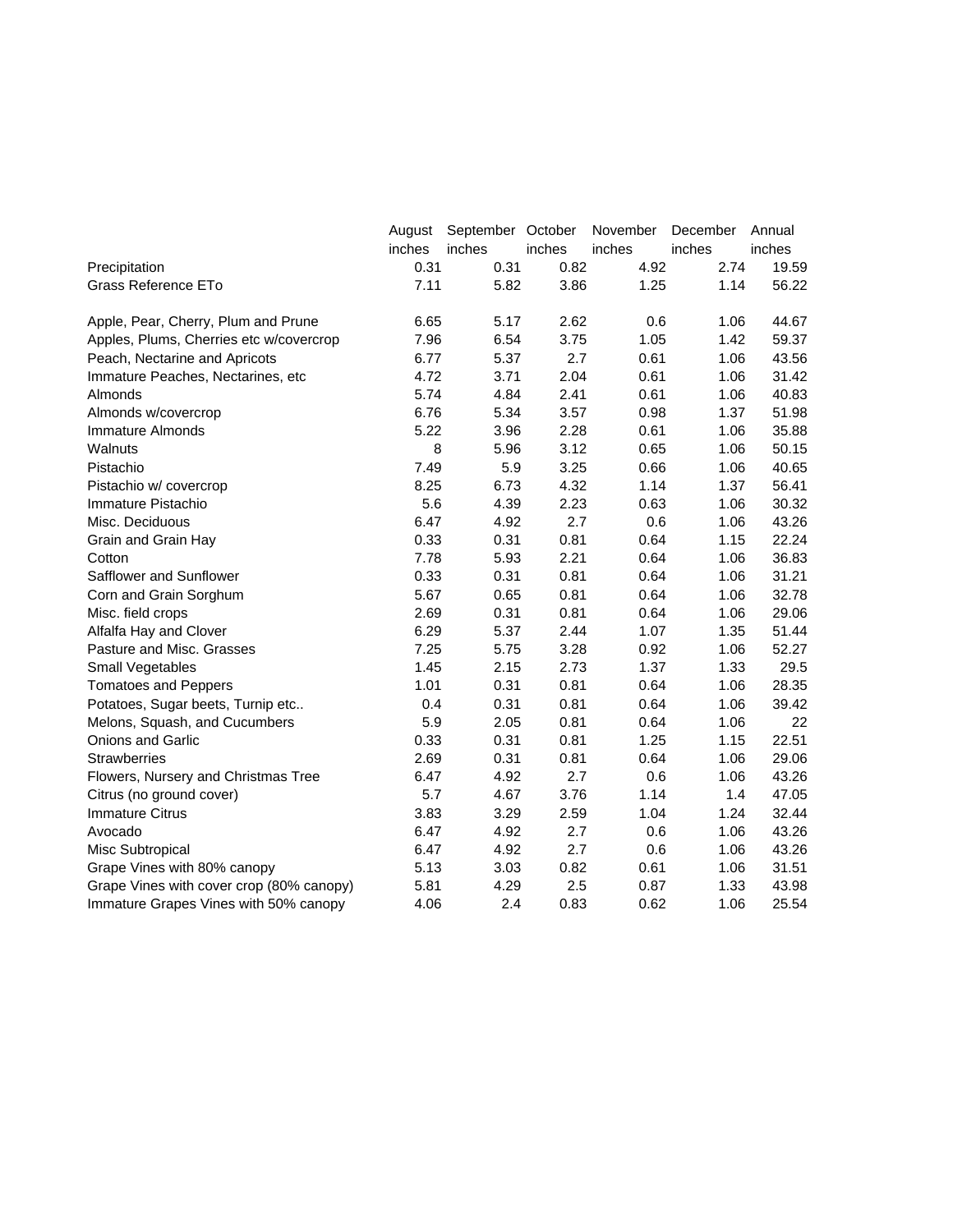| | August inches | September inches | October inches | November inches | December inches | Annual inches |
|---|---|---|---|---|---|---|
| Precipitation | 0.31 | 0.31 | 0.82 | 4.92 | 2.74 | 19.59 |
| Grass Reference ETo | 7.11 | 5.82 | 3.86 | 1.25 | 1.14 | 56.22 |
| | | | | | | |
| Apple, Pear, Cherry, Plum and Prune | 6.65 | 5.17 | 2.62 | 0.6 | 1.06 | 44.67 |
| Apples, Plums, Cherries etc w/covercrop | 7.96 | 6.54 | 3.75 | 1.05 | 1.42 | 59.37 |
| Peach, Nectarine and Apricots | 6.77 | 5.37 | 2.7 | 0.61 | 1.06 | 43.56 |
| Immature Peaches, Nectarines, etc | 4.72 | 3.71 | 2.04 | 0.61 | 1.06 | 31.42 |
| Almonds | 5.74 | 4.84 | 2.41 | 0.61 | 1.06 | 40.83 |
| Almonds w/covercrop | 6.76 | 5.34 | 3.57 | 0.98 | 1.37 | 51.98 |
| Immature Almonds | 5.22 | 3.96 | 2.28 | 0.61 | 1.06 | 35.88 |
| Walnuts | 8 | 5.96 | 3.12 | 0.65 | 1.06 | 50.15 |
| Pistachio | 7.49 | 5.9 | 3.25 | 0.66 | 1.06 | 40.65 |
| Pistachio w/ covercrop | 8.25 | 6.73 | 4.32 | 1.14 | 1.37 | 56.41 |
| Immature Pistachio | 5.6 | 4.39 | 2.23 | 0.63 | 1.06 | 30.32 |
| Misc. Deciduous | 6.47 | 4.92 | 2.7 | 0.6 | 1.06 | 43.26 |
| Grain and Grain Hay | 0.33 | 0.31 | 0.81 | 0.64 | 1.15 | 22.24 |
| Cotton | 7.78 | 5.93 | 2.21 | 0.64 | 1.06 | 36.83 |
| Safflower and Sunflower | 0.33 | 0.31 | 0.81 | 0.64 | 1.06 | 31.21 |
| Corn and Grain Sorghum | 5.67 | 0.65 | 0.81 | 0.64 | 1.06 | 32.78 |
| Misc. field crops | 2.69 | 0.31 | 0.81 | 0.64 | 1.06 | 29.06 |
| Alfalfa Hay and Clover | 6.29 | 5.37 | 2.44 | 1.07 | 1.35 | 51.44 |
| Pasture and Misc. Grasses | 7.25 | 5.75 | 3.28 | 0.92 | 1.06 | 52.27 |
| Small Vegetables | 1.45 | 2.15 | 2.73 | 1.37 | 1.33 | 29.5 |
| Tomatoes and Peppers | 1.01 | 0.31 | 0.81 | 0.64 | 1.06 | 28.35 |
| Potatoes, Sugar beets, Turnip etc.. | 0.4 | 0.31 | 0.81 | 0.64 | 1.06 | 39.42 |
| Melons, Squash, and Cucumbers | 5.9 | 2.05 | 0.81 | 0.64 | 1.06 | 22 |
| Onions and Garlic | 0.33 | 0.31 | 0.81 | 1.25 | 1.15 | 22.51 |
| Strawberries | 2.69 | 0.31 | 0.81 | 0.64 | 1.06 | 29.06 |
| Flowers, Nursery and Christmas Tree | 6.47 | 4.92 | 2.7 | 0.6 | 1.06 | 43.26 |
| Citrus (no ground cover) | 5.7 | 4.67 | 3.76 | 1.14 | 1.4 | 47.05 |
| Immature Citrus | 3.83 | 3.29 | 2.59 | 1.04 | 1.24 | 32.44 |
| Avocado | 6.47 | 4.92 | 2.7 | 0.6 | 1.06 | 43.26 |
| Misc Subtropical | 6.47 | 4.92 | 2.7 | 0.6 | 1.06 | 43.26 |
| Grape Vines with 80% canopy | 5.13 | 3.03 | 0.82 | 0.61 | 1.06 | 31.51 |
| Grape Vines with cover crop (80% canopy) | 5.81 | 4.29 | 2.5 | 0.87 | 1.33 | 43.98 |
| Immature Grapes Vines with 50% canopy | 4.06 | 2.4 | 0.83 | 0.62 | 1.06 | 25.54 |